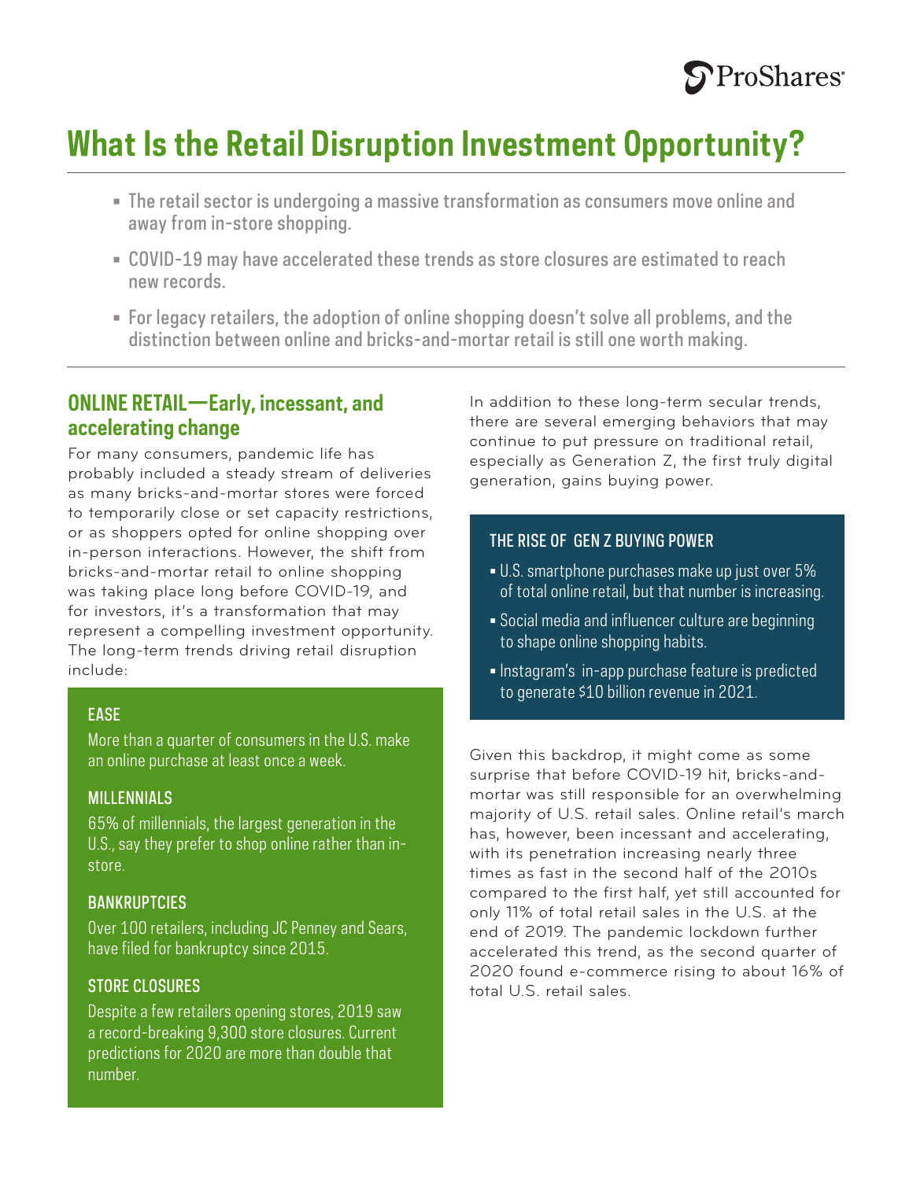# What Is the Retail Disruption Investment Opportunity?

- The retail sector is undergoing a massive transformation as consumers move online and away from in-store shopping.
- COVID-19 may have accelerated these trends as store closures are estimated to reach new records.
- For legacy retailers, the adoption of online shopping doesn't solve all problems, and the distinction between online and bricks-and-mortar retail is still one worth making.

## ONLINE RETAIL—Early, incessant, and accelerating change

For many consumers, pandemic life has probably included a steady stream of deliveries as many bricks-and-mortar stores were forced to temporarily close or set capacity restrictions, or as shoppers opted for online shopping over in-person interactions. However, the shift from bricks-and-mortar retail to online shopping was taking place long before COVID-19, and for investors, it's a transformation that may represent a compelling investment opportunity. The long-term trends driving retail disruption include:

### EASE

More than a quarter of consumers in the U.S. make an online purchase at least once a week.

### MILLENNIALS

65% of millennials, the largest generation in the U.S., say they prefer to shop online rather than in-store.

### BANKRUPTCIES

Over 100 retailers, including JC Penney and Sears, have filed for bankruptcy since 2015.

### STORE CLOSURES

Despite a few retailers opening stores, 2019 saw a record-breaking 9,300 store closures. Current predictions for 2020 are more than double that number.

In addition to these long-term secular trends, there are several emerging behaviors that may continue to put pressure on traditional retail, especially as Generation Z, the first truly digital generation, gains buying power.

### THE RISE OF GEN Z BUYING POWER

- U.S. smartphone purchases make up just over 5% of total online retail, but that number is increasing.
- Social media and influencer culture are beginning to shape online shopping habits.
- Instagram's in-app purchase feature is predicted to generate $10 billion revenue in 2021.

Given this backdrop, it might come as some surprise that before COVID-19 hit, bricks-and-mortar was still responsible for an overwhelming majority of U.S. retail sales. Online retail's march has, however, been incessant and accelerating, with its penetration increasing nearly three times as fast in the second half of the 2010s compared to the first half, yet still accounted for only 11% of total retail sales in the U.S. at the end of 2019. The pandemic lockdown further accelerated this trend, as the second quarter of 2020 found e-commerce rising to about 16% of total U.S. retail sales.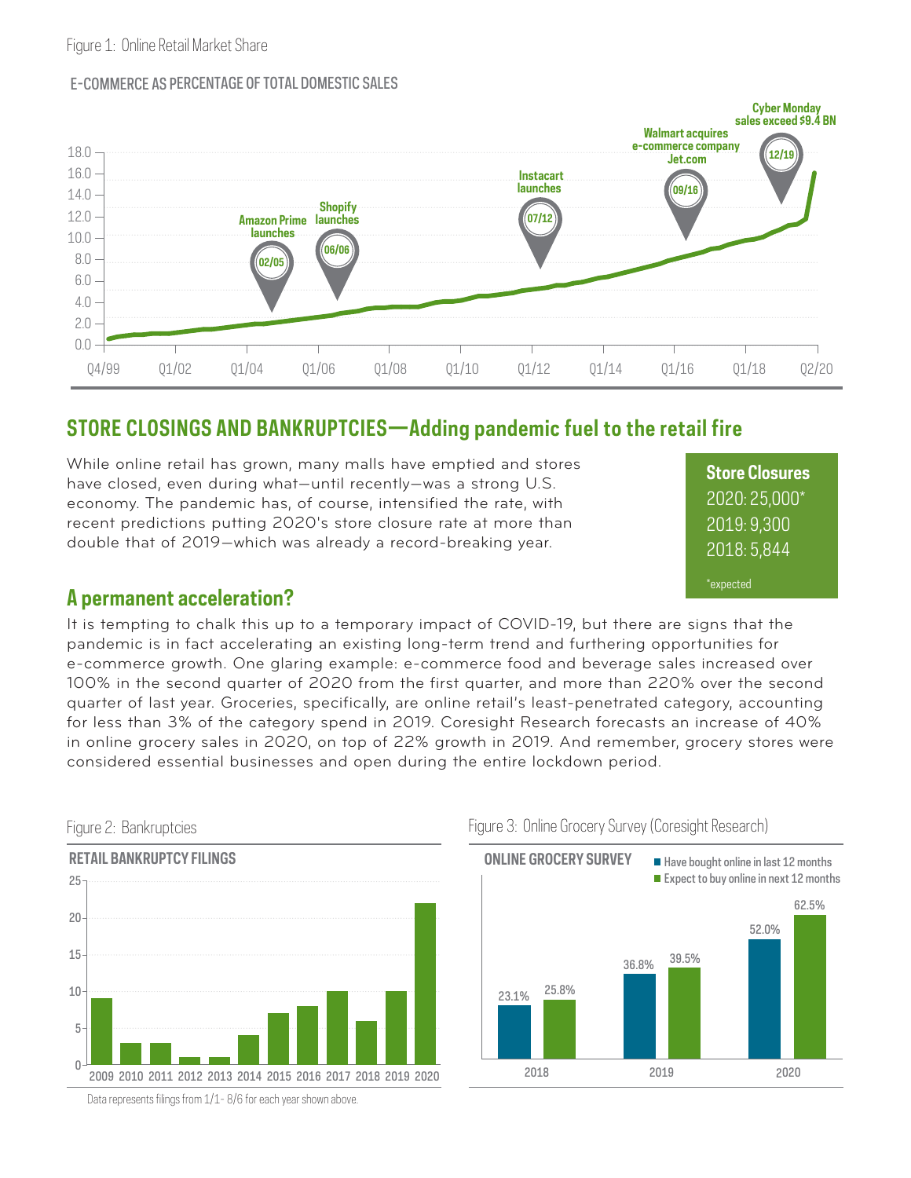Figure 1: Online Retail Market Share

E-COMMERCE AS PERCENTAGE OF TOTAL DOMESTIC SALES

Amazon Prime launches 02/05

Shopify launches 06/06

Instacart launches 07/12

Walmart acquires e-commerce company Jet.com 09/16

Cyber Monday sales exceed $9.4 BN 12/19

## STORE CLOSINGS AND BANKRUPTCIES—Adding pandemic fuel to the retail fire

While online retail has grown, many malls have emptied and stores have closed, even during what—until recently—was a strong U.S. economy. The pandemic has, of course, intensified the rate, with recent predictions putting 2020's store closure rate at more than double that of 2019—which was already a record-breaking year.

**Store Closures**
2020: 25,000*
2019: 9,300
2018: 5,844

*expected

### A permanent acceleration?

It is tempting to chalk this up to a temporary impact of COVID-19, but there are signs that the pandemic is in fact accelerating an existing long-term trend and furthering opportunities for e-commerce growth. One glaring example: e-commerce food and beverage sales increased over 100% in the second quarter of 2020 from the first quarter, and more than 220% over the second quarter of last year. Groceries, specifically, are online retail's least-penetrated category, accounting for less than 3% of the category spend in 2019. Coresight Research forecasts an increase of 40% in online grocery sales in 2020, on top of 22% growth in 2019. And remember, grocery stores were considered essential businesses and open during the entire lockdown period.

Figure 2: Bankruptcies

RETAIL BANKRUPTCY FILINGS

Data represents filings from 1/1- 8/6 for each year shown above.

Figure 3: Online Grocery Survey (Coresight Research)

ONLINE GROCERY SURVEY

| Year | Have bought online in last 12 months | Expect to buy online in next 12 months |
|---|---|---|
| 2018 | 23.1% | 25.8% |
| 2019 | 36.8% | 39.5% |
| 2020 | 52.0% | 62.5% |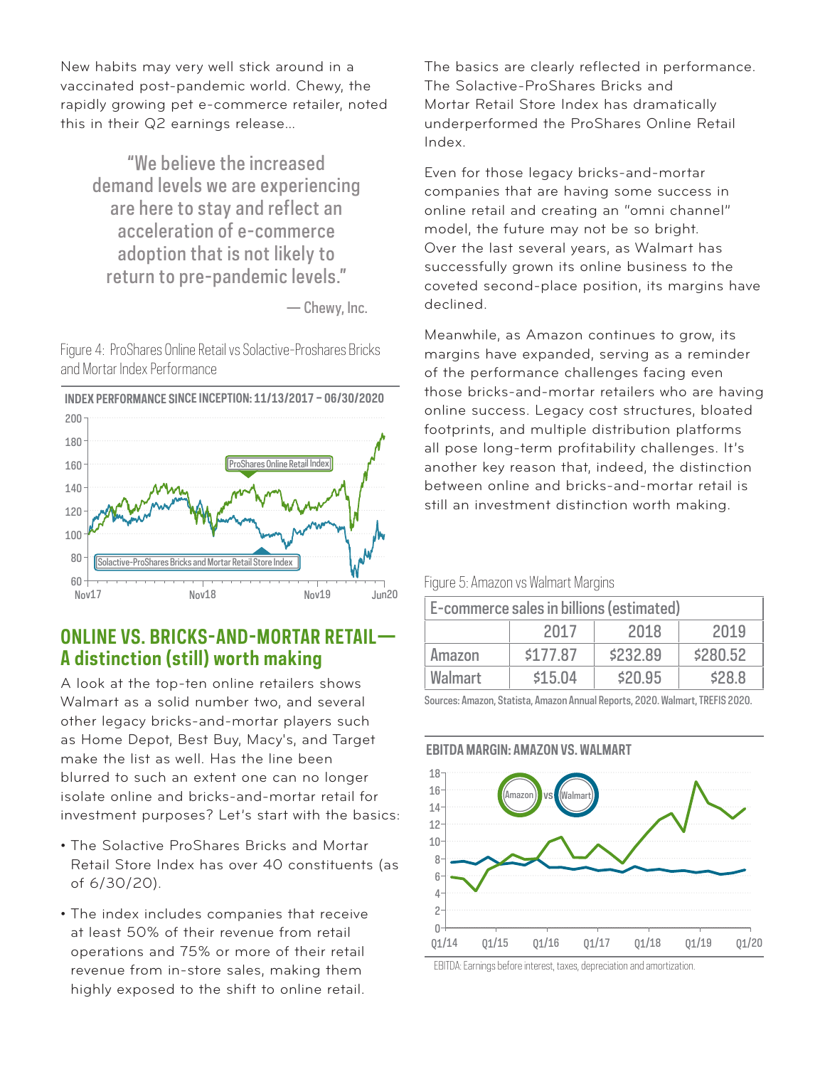New habits may very well stick around in a vaccinated post-pandemic world. Chewy, the rapidly growing pet e-commerce retailer, noted this in their Q2 earnings release...

> "We believe the increased demand levels we are experiencing are here to stay and reflect an acceleration of e-commerce adoption that is not likely to return to pre-pandemic levels."
>
> — Chewy, Inc.

Figure 4: ProShares Online Retail vs Solactive-Proshares Bricks and Mortar Index Performance

**INDEX PERFORMANCE SINCE INCEPTION: 11/13/2017 – 06/30/2020**

## ONLINE VS. BRICKS-AND-MORTAR RETAIL— A distinction (still) worth making

A look at the top-ten online retailers shows Walmart as a solid number two, and several other legacy bricks-and-mortar players such as Home Depot, Best Buy, Macy's, and Target make the list as well. Has the line been blurred to such an extent one can no longer isolate online and bricks-and-mortar retail for investment purposes? Let's start with the basics:

- The Solactive ProShares Bricks and Mortar Retail Store Index has over 40 constituents (as of 6/30/20).
- The index includes companies that receive at least 50% of their revenue from retail operations and 75% or more of their retail revenue from in-store sales, making them highly exposed to the shift to online retail.

The basics are clearly reflected in performance. The Solactive-ProShares Bricks and Mortar Retail Store Index has dramatically underperformed the ProShares Online Retail Index.

Even for those legacy bricks-and-mortar companies that are having some success in online retail and creating an "omni channel" model, the future may not be so bright. Over the last several years, as Walmart has successfully grown its online business to the coveted second-place position, its margins have declined.

Meanwhile, as Amazon continues to grow, its margins have expanded, serving as a reminder of the performance challenges facing even those bricks-and-mortar retailers who are having online success. Legacy cost structures, bloated footprints, and multiple distribution platforms all pose long-term profitability challenges. It's another key reason that, indeed, the distinction between online and bricks-and-mortar retail is still an investment distinction worth making.

Figure 5: Amazon vs Walmart Margins

| E-commerce sales in billions (estimated) | | | |
|---|---|---|---|
| | 2017 | 2018 | 2019 |
| Amazon | $177.87 | $232.89 | $280.52 |
| Walmart | $15.04 | $20.95 | $28.8 |

Sources: Amazon, Statista, Amazon Annual Reports, 2020. Walmart, TREFIS 2020.

**EBITDA MARGIN: AMAZON VS. WALMART**

EBITDA: Earnings before interest, taxes, depreciation and amortization.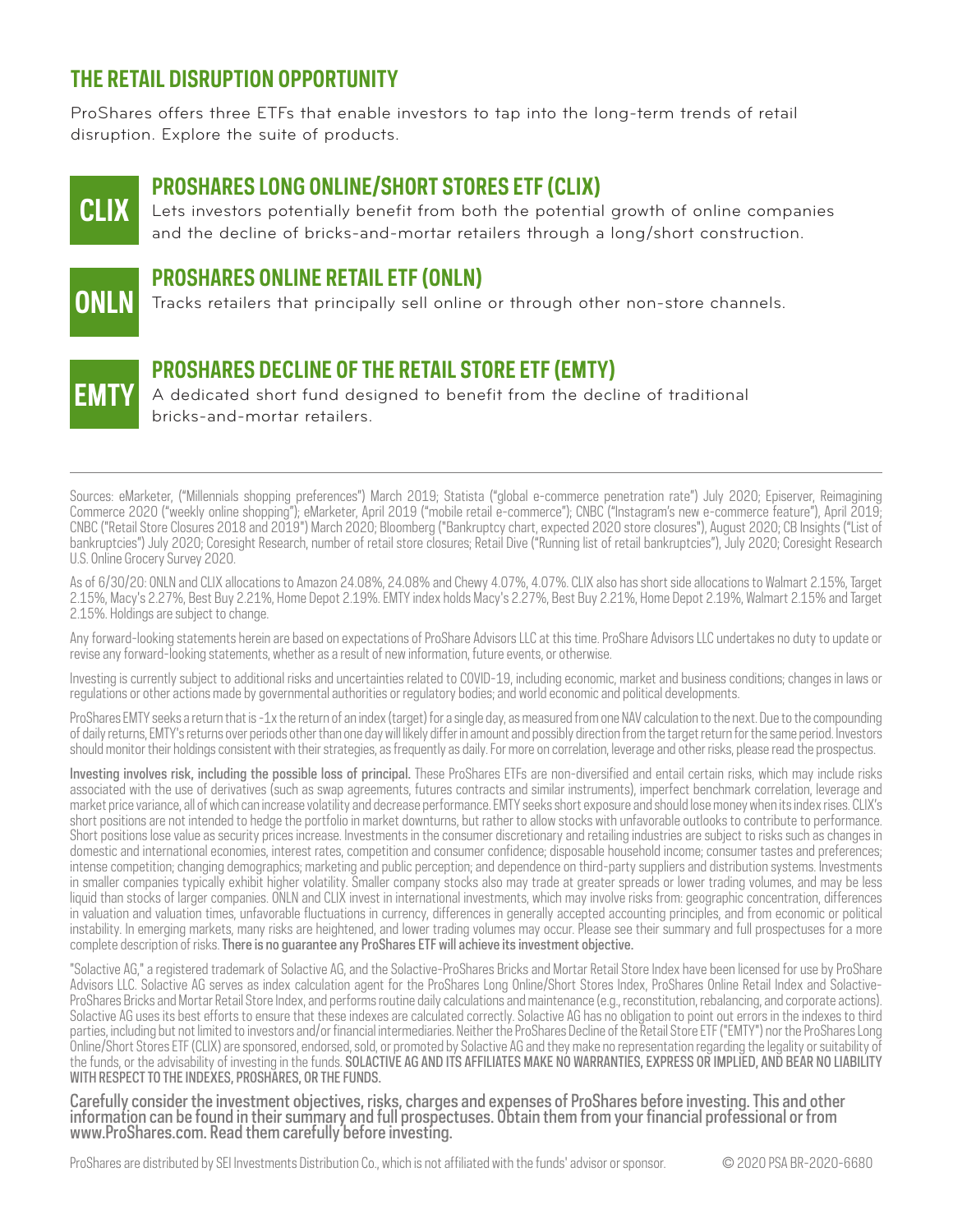## THE RETAIL DISRUPTION OPPORTUNITY

ProShares offers three ETFs that enable investors to tap into the long-term trends of retail disruption. Explore the suite of products.

**CLIX**

### PROSHARES LONG ONLINE/SHORT STORES ETF (CLIX)

Lets investors potentially benefit from both the potential growth of online companies and the decline of bricks-and-mortar retailers through a long/short construction.

**ONLN**

### PROSHARES ONLINE RETAIL ETF (ONLN)

Tracks retailers that principally sell online or through other non-store channels.

**EMTY**

### PROSHARES DECLINE OF THE RETAIL STORE ETF (EMTY)

A dedicated short fund designed to benefit from the decline of traditional bricks-and-mortar retailers.

---

Sources: eMarketer, ("Millennials shopping preferences") March 2019; Statista ("global e-commerce penetration rate") July 2020; Episerver, Reimagining Commerce 2020 ("weekly online shopping"); eMarketer, April 2019 ("mobile retail e-commerce"); CNBC ("Instagram's new e-commerce feature"), April 2019; CNBC ("Retail Store Closures 2018 and 2019") March 2020; Bloomberg ("Bankruptcy chart, expected 2020 store closures"), August 2020; CB Insights ("List of bankruptcies") July 2020; Coresight Research, number of retail store closures; Retail Dive ("Running list of retail bankruptcies"), July 2020; Coresight Research U.S. Online Grocery Survey 2020.

As of 6/30/20: ONLN and CLIX allocations to Amazon 24.08%, 24.08% and Chewy 4.07%, 4.07%. CLIX also has short side allocations to Walmart 2.15%, Target 2.15%, Macy's 2.27%, Best Buy 2.21%, Home Depot 2.19%. EMTY index holds Macy's 2.27%, Best Buy 2.21%, Home Depot 2.19%, Walmart 2.15% and Target 2.15%. Holdings are subject to change.

Any forward-looking statements herein are based on expectations of ProShare Advisors LLC at this time. ProShare Advisors LLC undertakes no duty to update or revise any forward-looking statements, whether as a result of new information, future events, or otherwise.

Investing is currently subject to additional risks and uncertainties related to COVID-19, including economic, market and business conditions; changes in laws or regulations or other actions made by governmental authorities or regulatory bodies; and world economic and political developments.

ProShares EMTY seeks a return that is -1x the return of an index (target) for a single day, as measured from one NAV calculation to the next. Due to the compounding of daily returns, EMTY's returns over periods other than one day will likely differ in amount and possibly direction from the target return for the same period. Investors should monitor their holdings consistent with their strategies, as frequently as daily. For more on correlation, leverage and other risks, please read the prospectus.

**Investing involves risk, including the possible loss of principal.** These ProShares ETFs are non-diversified and entail certain risks, which may include risks associated with the use of derivatives (such as swap agreements, futures contracts and similar instruments), imperfect benchmark correlation, leverage and market price variance, all of which can increase volatility and decrease performance. EMTY seeks short exposure and should lose money when its index rises. CLIX's short positions are not intended to hedge the portfolio in market downturns, but rather to allow stocks with unfavorable outlooks to contribute to performance. Short positions lose value as security prices increase. Investments in the consumer discretionary and retailing industries are subject to risks such as changes in domestic and international economies, interest rates, competition and consumer confidence; disposable household income; consumer tastes and preferences; intense competition; changing demographics; marketing and public perception; and dependence on third-party suppliers and distribution systems. Investments in smaller companies typically exhibit higher volatility. Smaller company stocks also may trade at greater spreads or lower trading volumes, and may be less liquid than stocks of larger companies. ONLN and CLIX invest in international investments, which may involve risks from: geographic concentration, differences in valuation and valuation times, unfavorable fluctuations in currency, differences in generally accepted accounting principles, and from economic or political instability. In emerging markets, many risks are heightened, and lower trading volumes may occur. Please see their summary and full prospectuses for a more complete description of risks. **There is no guarantee any ProShares ETF will achieve its investment objective.**

"Solactive AG," a registered trademark of Solactive AG, and the Solactive-ProShares Bricks and Mortar Retail Store Index have been licensed for use by ProShare Advisors LLC. Solactive AG serves as index calculation agent for the ProShares Long Online/Short Stores Index, ProShares Online Retail Index and Solactive-ProShares Bricks and Mortar Retail Store Index, and performs routine daily calculations and maintenance (e.g., reconstitution, rebalancing, and corporate actions). Solactive AG uses its best efforts to ensure that these indexes are calculated correctly. Solactive AG has no obligation to point out errors in the indexes to third parties, including but not limited to investors and/or financial intermediaries. Neither the ProShares Decline of the Retail Store ETF ("EMTY") nor the ProShares Long Online/Short Stores ETF (CLIX) are sponsored, endorsed, sold, or promoted by Solactive AG and they make no representation regarding the legality or suitability of the funds, or the advisability of investing in the funds. **SOLACTIVE AG AND ITS AFFILIATES MAKE NO WARRANTIES, EXPRESS OR IMPLIED, AND BEAR NO LIABILITY WITH RESPECT TO THE INDEXES, PROSHARES, OR THE FUNDS.**

**Carefully consider the investment objectives, risks, charges and expenses of ProShares before investing. This and other information can be found in their summary and full prospectuses. Obtain them from your financial professional or from www.ProShares.com. Read them carefully before investing.**

ProShares are distributed by SEI Investments Distribution Co., which is not affiliated with the funds' advisor or sponsor. © 2020 PSA BR-2020-6680